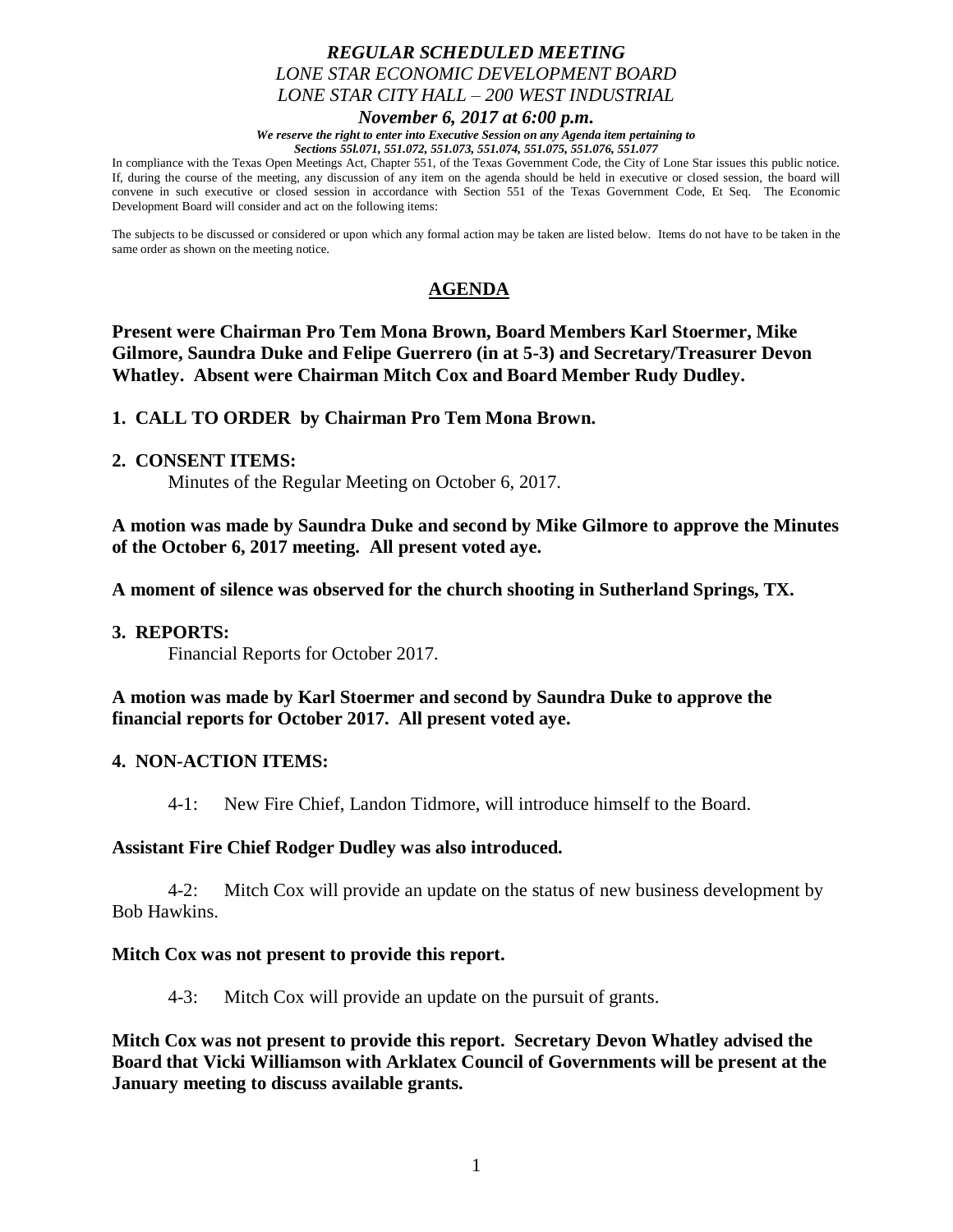***REGULAR SCHEDULED MEETING***

*LONE STAR ECONOMIC DEVELOPMENT BOARD*

*LONE STAR CITY HALL – 200 WEST INDUSTRIAL*

***November 6, 2017 at 6:00 p.m.***

***We reserve the right to enter into Executive Session on any Agenda item pertaining to Sections 55l.071, 551.072, 551.073, 551.074, 551.075, 551.076, 551.077***

In compliance with the Texas Open Meetings Act, Chapter 551, of the Texas Government Code, the City of Lone Star issues this public notice. If, during the course of the meeting, any discussion of any item on the agenda should be held in executive or closed session, the board will convene in such executive or closed session in accordance with Section 551 of the Texas Government Code, Et Seq. The Economic Development Board will consider and act on the following items:

The subjects to be discussed or considered or upon which any formal action may be taken are listed below. Items do not have to be taken in the same order as shown on the meeting notice.

## AGENDA

**Present were Chairman Pro Tem Mona Brown, Board Members Karl Stoermer, Mike Gilmore, Saundra Duke and Felipe Guerrero (in at 5-3) and Secretary/Treasurer Devon Whatley. Absent were Chairman Mitch Cox and Board Member Rudy Dudley.**

**1. CALL TO ORDER by Chairman Pro Tem Mona Brown.**

**2. CONSENT ITEMS:**

Minutes of the Regular Meeting on October 6, 2017.

**A motion was made by Saundra Duke and second by Mike Gilmore to approve the Minutes of the October 6, 2017 meeting. All present voted aye.**

**A moment of silence was observed for the church shooting in Sutherland Springs, TX.**

**3. REPORTS:**

Financial Reports for October 2017.

**A motion was made by Karl Stoermer and second by Saundra Duke to approve the financial reports for October 2017. All present voted aye.**

**4. NON-ACTION ITEMS:**

4-1: New Fire Chief, Landon Tidmore, will introduce himself to the Board.

**Assistant Fire Chief Rodger Dudley was also introduced.**

4-2: Mitch Cox will provide an update on the status of new business development by Bob Hawkins.

**Mitch Cox was not present to provide this report.**

4-3: Mitch Cox will provide an update on the pursuit of grants.

**Mitch Cox was not present to provide this report. Secretary Devon Whatley advised the Board that Vicki Williamson with Arklatex Council of Governments will be present at the January meeting to discuss available grants.**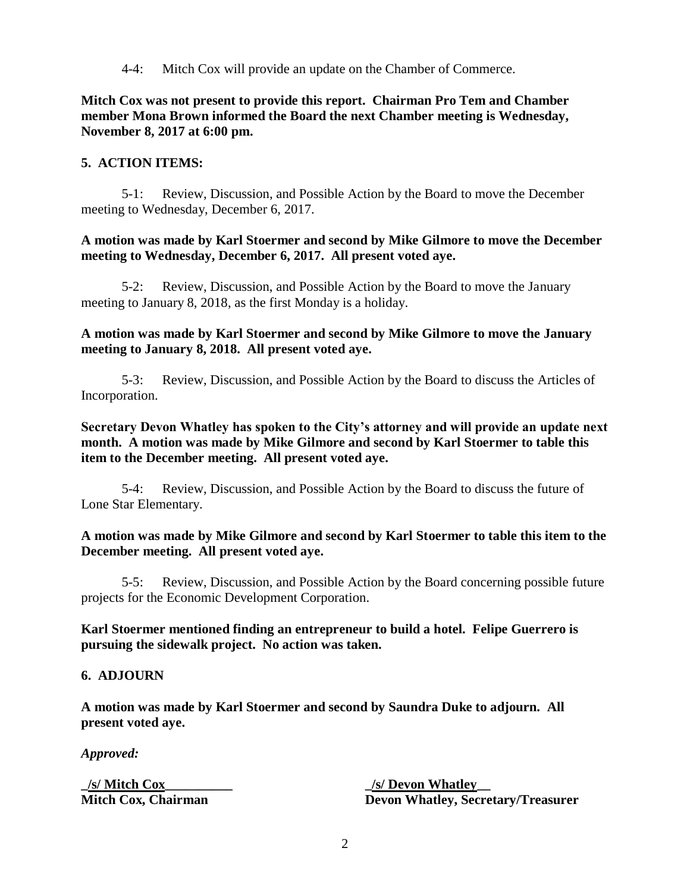4-4: Mitch Cox will provide an update on the Chamber of Commerce.

**Mitch Cox was not present to provide this report. Chairman Pro Tem and Chamber member Mona Brown informed the Board the next Chamber meeting is Wednesday, November 8, 2017 at 6:00 pm.**

## 5. ACTION ITEMS:

5-1: Review, Discussion, and Possible Action by the Board to move the December meeting to Wednesday, December 6, 2017.

**A motion was made by Karl Stoermer and second by Mike Gilmore to move the December meeting to Wednesday, December 6, 2017. All present voted aye.**

5-2: Review, Discussion, and Possible Action by the Board to move the January meeting to January 8, 2018, as the first Monday is a holiday.

**A motion was made by Karl Stoermer and second by Mike Gilmore to move the January meeting to January 8, 2018. All present voted aye.**

5-3: Review, Discussion, and Possible Action by the Board to discuss the Articles of Incorporation.

**Secretary Devon Whatley has spoken to the City's attorney and will provide an update next month. A motion was made by Mike Gilmore and second by Karl Stoermer to table this item to the December meeting. All present voted aye.**

5-4: Review, Discussion, and Possible Action by the Board to discuss the future of Lone Star Elementary.

**A motion was made by Mike Gilmore and second by Karl Stoermer to table this item to the December meeting. All present voted aye.**

5-5: Review, Discussion, and Possible Action by the Board concerning possible future projects for the Economic Development Corporation.

**Karl Stoermer mentioned finding an entrepreneur to build a hotel. Felipe Guerrero is pursuing the sidewalk project. No action was taken.**

## 6. ADJOURN

**A motion was made by Karl Stoermer and second by Saundra Duke to adjourn. All present voted aye.**

***Approved:***

**_/s/ Mitch Cox__________**
**Mitch Cox, Chairman**

**_/s/ Devon Whatley__**
**Devon Whatley, Secretary/Treasurer**